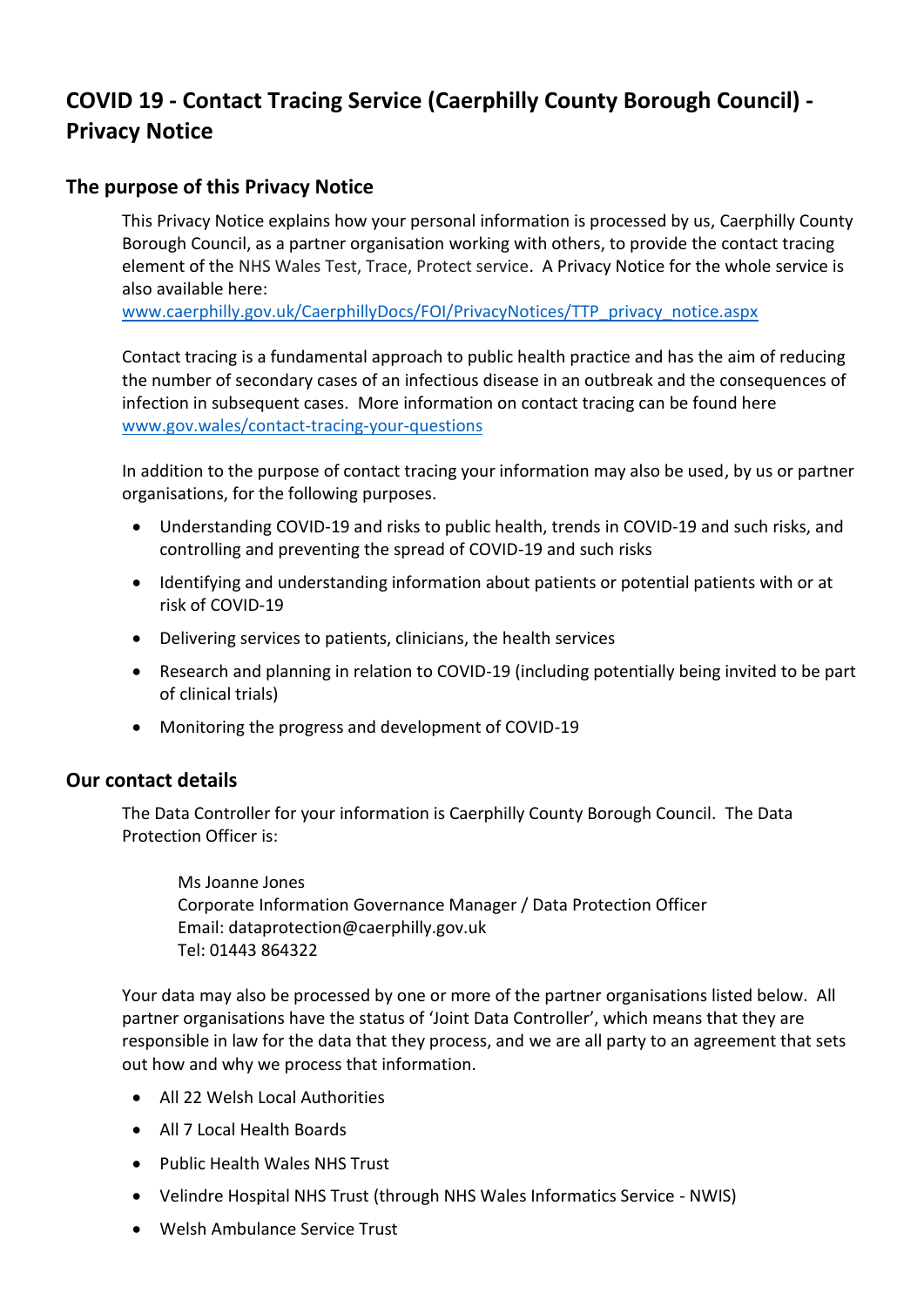# COVID 19 - Contact Tracing Service (Caerphilly County Borough Council) - Privacy Notice

## The purpose of this Privacy Notice

This Privacy Notice explains how your personal information is processed by us, Caerphilly County Borough Council, as a partner organisation working with others, to provide the contact tracing element of the NHS Wales Test, Trace, Protect service. A Privacy Notice for the whole service is also available here: [www.caerphilly.gov.uk/CaerphillyDocs/FOI/PrivacyNotices/TTP_privacy_notice.aspx](www.caerphilly.gov.uk/CaerphillyDocs/FOI/PrivacyNotices/TTP_privacy_notice.aspx)

Contact tracing is a fundamental approach to public health practice and has the aim of reducing the number of secondary cases of an infectious disease in an outbreak and the consequences of infection in subsequent cases. More information on contact tracing can be found here [www.gov.wales/contact-tracing-your-questions](www.gov.wales/contact-tracing-your-questions)

In addition to the purpose of contact tracing your information may also be used, by us or partner organisations, for the following purposes.

- Understanding COVID-19 and risks to public health, trends in COVID-19 and such risks, and controlling and preventing the spread of COVID-19 and such risks
- Identifying and understanding information about patients or potential patients with or at risk of COVID-19
- Delivering services to patients, clinicians, the health services
- Research and planning in relation to COVID-19 (including potentially being invited to be part of clinical trials)
- Monitoring the progress and development of COVID-19

## Our contact details

The Data Controller for your information is Caerphilly County Borough Council. The Data Protection Officer is:

Ms Joanne Jones
Corporate Information Governance Manager / Data Protection Officer
Email: dataprotection@caerphilly.gov.uk
Tel: 01443 864322

Your data may also be processed by one or more of the partner organisations listed below. All partner organisations have the status of 'Joint Data Controller', which means that they are responsible in law for the data that they process, and we are all party to an agreement that sets out how and why we process that information.

- All 22 Welsh Local Authorities
- All 7 Local Health Boards
- Public Health Wales NHS Trust
- Velindre Hospital NHS Trust (through NHS Wales Informatics Service - NWIS)
- Welsh Ambulance Service Trust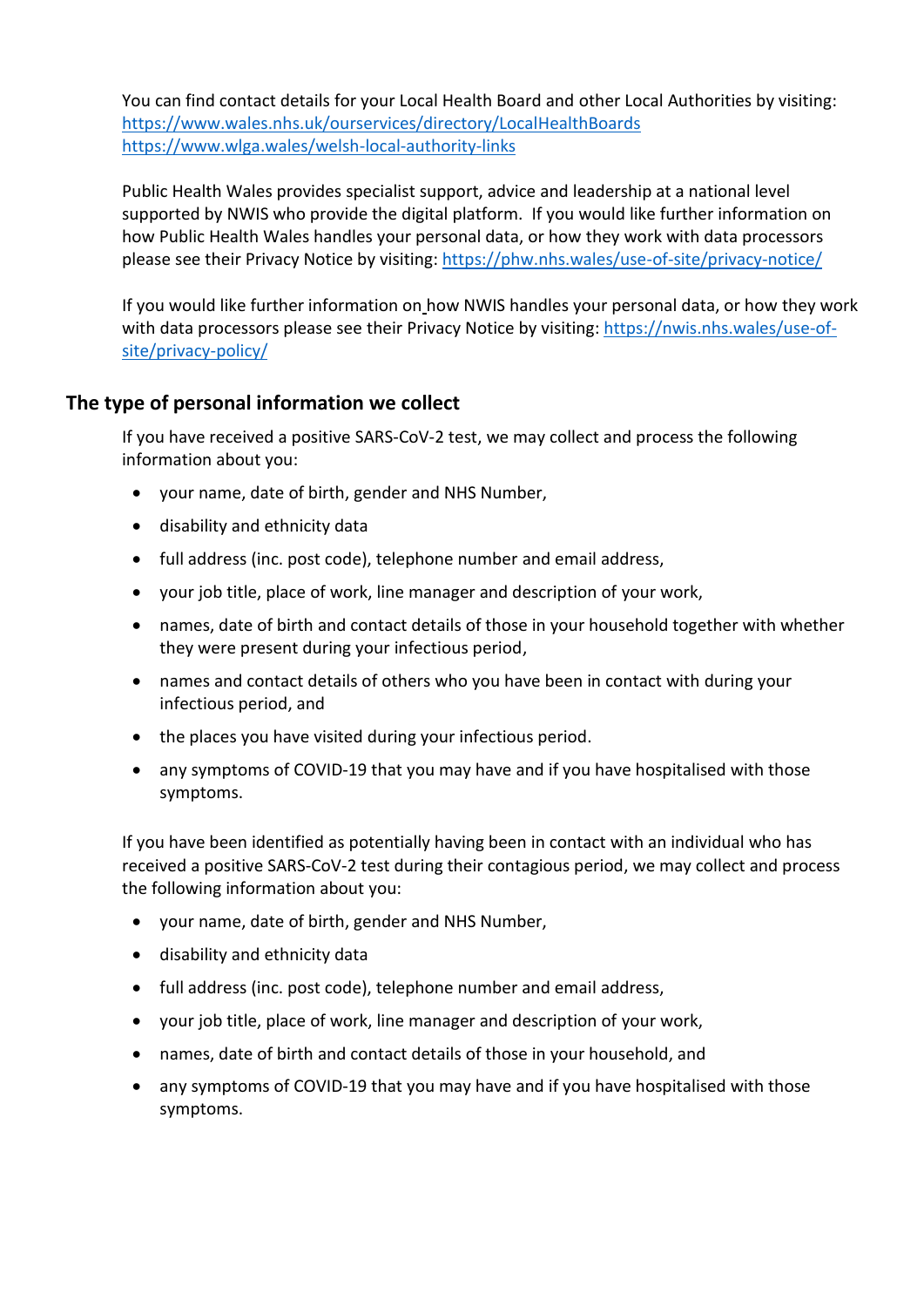You can find contact details for your Local Health Board and other Local Authorities by visiting:
https://www.wales.nhs.uk/ourservices/directory/LocalHealthBoards
https://www.wlga.wales/welsh-local-authority-links

Public Health Wales provides specialist support, advice and leadership at a national level supported by NWIS who provide the digital platform. If you would like further information on how Public Health Wales handles your personal data, or how they work with data processors please see their Privacy Notice by visiting: https://phw.nhs.wales/use-of-site/privacy-notice/

If you would like further information on how NWIS handles your personal data, or how they work with data processors please see their Privacy Notice by visiting: https://nwis.nhs.wales/use-of-site/privacy-policy/

## The type of personal information we collect

If you have received a positive SARS-CoV-2 test, we may collect and process the following information about you:

- your name, date of birth, gender and NHS Number,
- disability and ethnicity data
- full address (inc. post code), telephone number and email address,
- your job title, place of work, line manager and description of your work,
- names, date of birth and contact details of those in your household together with whether they were present during your infectious period,
- names and contact details of others who you have been in contact with during your infectious period, and
- the places you have visited during your infectious period.
- any symptoms of COVID-19 that you may have and if you have hospitalised with those symptoms.

If you have been identified as potentially having been in contact with an individual who has received a positive SARS-CoV-2 test during their contagious period, we may collect and process the following information about you:

- your name, date of birth, gender and NHS Number,
- disability and ethnicity data
- full address (inc. post code), telephone number and email address,
- your job title, place of work, line manager and description of your work,
- names, date of birth and contact details of those in your household, and
- any symptoms of COVID-19 that you may have and if you have hospitalised with those symptoms.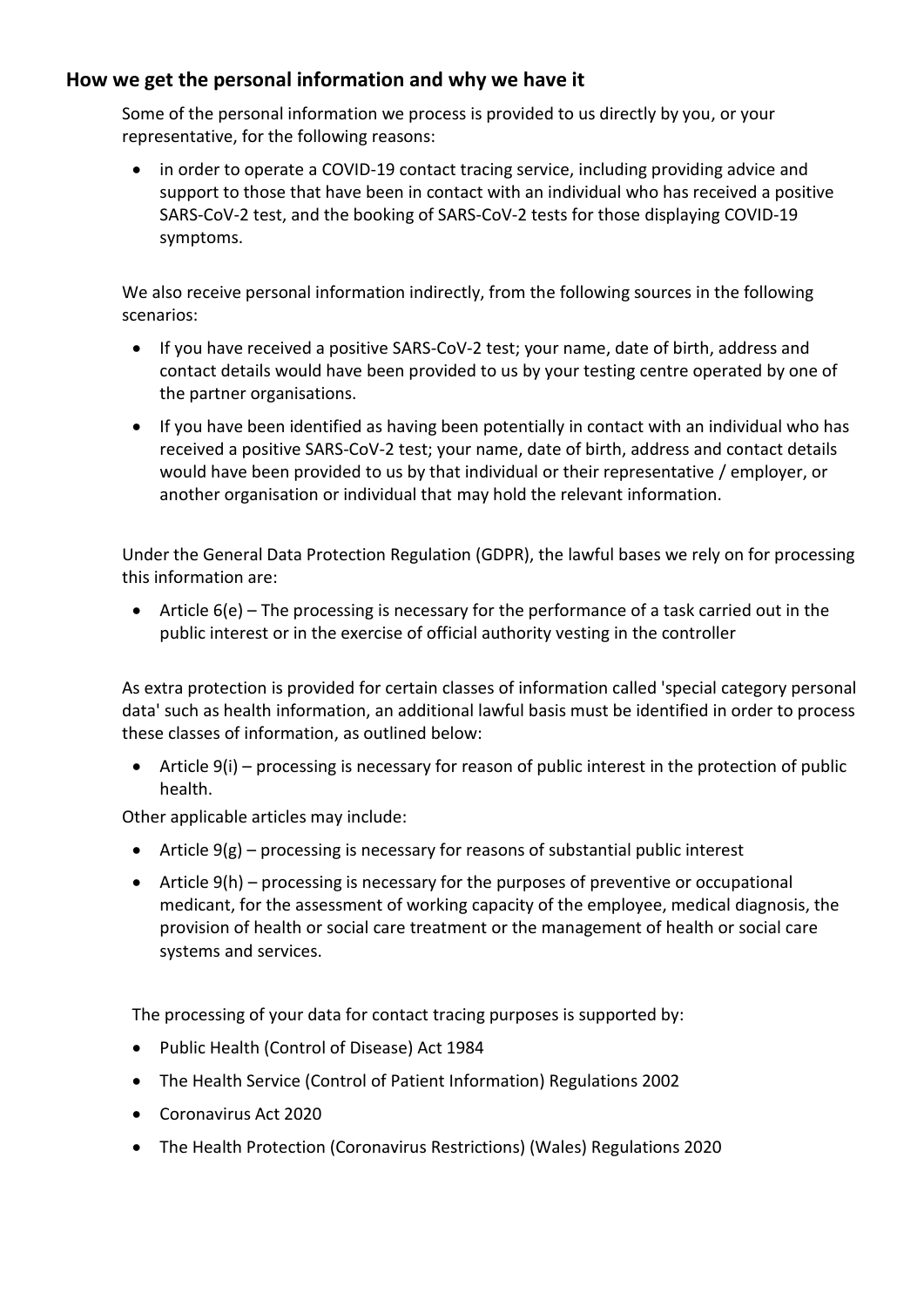## How we get the personal information and why we have it

Some of the personal information we process is provided to us directly by you, or your representative, for the following reasons:

- in order to operate a COVID-19 contact tracing service, including providing advice and support to those that have been in contact with an individual who has received a positive SARS-CoV-2 test, and the booking of SARS-CoV-2 tests for those displaying COVID-19 symptoms.

We also receive personal information indirectly, from the following sources in the following scenarios:

- If you have received a positive SARS-CoV-2 test; your name, date of birth, address and contact details would have been provided to us by your testing centre operated by one of the partner organisations.
- If you have been identified as having been potentially in contact with an individual who has received a positive SARS-CoV-2 test; your name, date of birth, address and contact details would have been provided to us by that individual or their representative / employer, or another organisation or individual that may hold the relevant information.

Under the General Data Protection Regulation (GDPR), the lawful bases we rely on for processing this information are:

- Article 6(e) – The processing is necessary for the performance of a task carried out in the public interest or in the exercise of official authority vesting in the controller

As extra protection is provided for certain classes of information called 'special category personal data' such as health information, an additional lawful basis must be identified in order to process these classes of information, as outlined below:

- Article 9(i) – processing is necessary for reason of public interest in the protection of public health.

Other applicable articles may include:

- Article 9(g) – processing is necessary for reasons of substantial public interest
- Article 9(h) – processing is necessary for the purposes of preventive or occupational medicant, for the assessment of working capacity of the employee, medical diagnosis, the provision of health or social care treatment or the management of health or social care systems and services.

The processing of your data for contact tracing purposes is supported by:

- Public Health (Control of Disease) Act 1984
- The Health Service (Control of Patient Information) Regulations 2002
- Coronavirus Act 2020
- The Health Protection (Coronavirus Restrictions) (Wales) Regulations 2020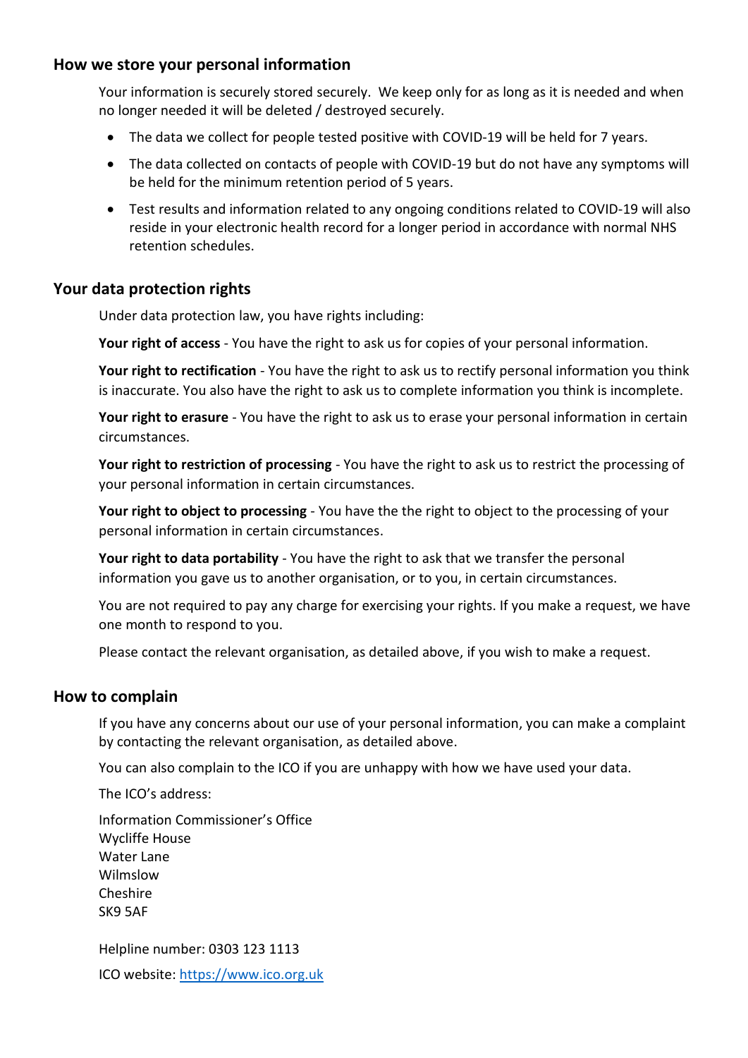## How we store your personal information

Your information is securely stored securely. We keep only for as long as it is needed and when no longer needed it will be deleted / destroyed securely.

- The data we collect for people tested positive with COVID-19 will be held for 7 years.
- The data collected on contacts of people with COVID-19 but do not have any symptoms will be held for the minimum retention period of 5 years.
- Test results and information related to any ongoing conditions related to COVID-19 will also reside in your electronic health record for a longer period in accordance with normal NHS retention schedules.

## Your data protection rights

Under data protection law, you have rights including:

**Your right of access** - You have the right to ask us for copies of your personal information.

**Your right to rectification** - You have the right to ask us to rectify personal information you think is inaccurate. You also have the right to ask us to complete information you think is incomplete.

**Your right to erasure** - You have the right to ask us to erase your personal information in certain circumstances.

**Your right to restriction of processing** - You have the right to ask us to restrict the processing of your personal information in certain circumstances.

**Your right to object to processing** - You have the the right to object to the processing of your personal information in certain circumstances.

**Your right to data portability** - You have the right to ask that we transfer the personal information you gave us to another organisation, or to you, in certain circumstances.

You are not required to pay any charge for exercising your rights. If you make a request, we have one month to respond to you.

Please contact the relevant organisation, as detailed above, if you wish to make a request.

## How to complain

If you have any concerns about our use of your personal information, you can make a complaint by contacting the relevant organisation, as detailed above.

You can also complain to the ICO if you are unhappy with how we have used your data.

The ICO's address:

Information Commissioner's Office
Wycliffe House
Water Lane
Wilmslow
Cheshire
SK9 5AF

Helpline number: 0303 123 1113

ICO website: https://www.ico.org.uk